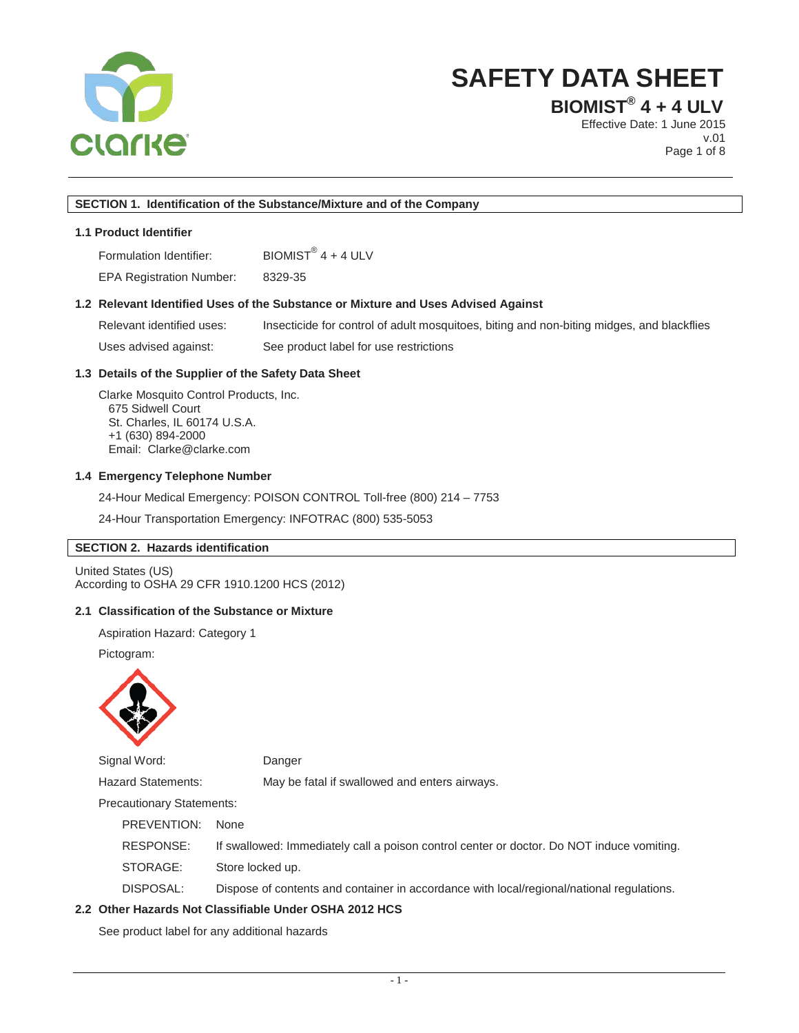# SAFETY DATA SHEET

## BIOMIST® 4 + 4 ULV

Effective Date: 1 June 2015
v.01

## SECTION 1. Identification of the Substance/Mixture and of the Company

### 1.1 Product Identifier

| | |
|---|---|
| Formulation Identifier: | BIOMIST® 4 + 4 ULV |
| EPA Registration Number: | 8329-35 |

### 1.2 Relevant Identified Uses of the Substance or Mixture and Uses Advised Against

| | |
|---|---|
| Relevant identified uses: | Insecticide for control of adult mosquitoes, biting and non-biting midges, and blackflies |
| Uses advised against: | See product label for use restrictions |

### 1.3 Details of the Supplier of the Safety Data Sheet

Clarke Mosquito Control Products, Inc.
675 Sidwell Court
St. Charles, IL 60174 U.S.A.
+1 (630) 894-2000
Email: Clarke@clarke.com

### 1.4 Emergency Telephone Number

24-Hour Medical Emergency: POISON CONTROL Toll-free (800) 214 – 7753

24-Hour Transportation Emergency: INFOTRAC (800) 535-5053

## SECTION 2. Hazards identification

United States (US)
According to OSHA 29 CFR 1910.1200 HCS (2012)

### 2.1 Classification of the Substance or Mixture

Aspiration Hazard: Category 1

Pictogram:

| | |
|---|---|
| Signal Word: | Danger |
| Hazard Statements: | May be fatal if swallowed and enters airways. |

Precautionary Statements:

| | |
|---|---|
| PREVENTION: | None |
| RESPONSE: | If swallowed: Immediately call a poison control center or doctor. Do NOT induce vomiting. |
| STORAGE: | Store locked up. |
| DISPOSAL: | Dispose of contents and container in accordance with local/regional/national regulations. |

### 2.2 Other Hazards Not Classifiable Under OSHA 2012 HCS

See product label for any additional hazards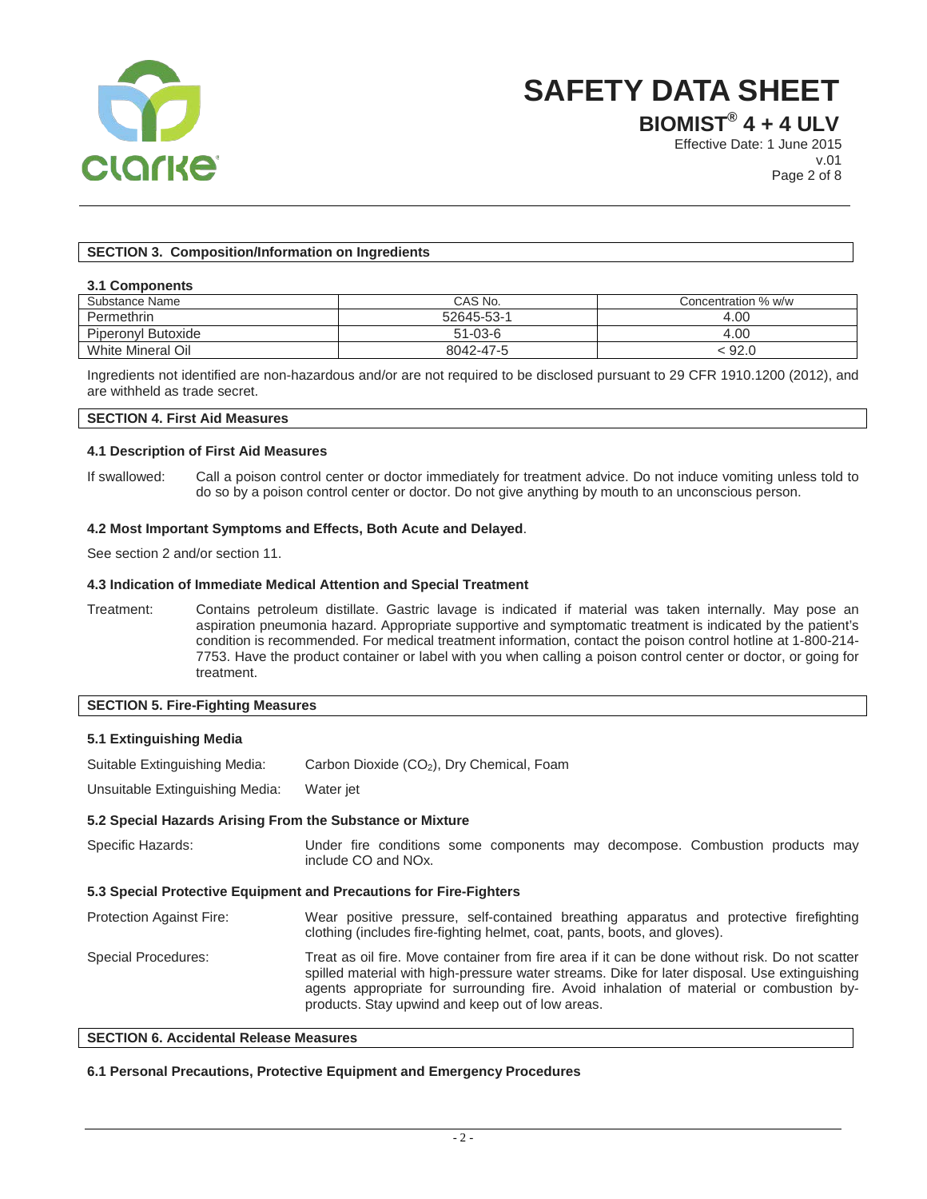## SECTION 3. Composition/Information on Ingredients

### 3.1 Components

| Substance Name | CAS No. | Concentration % w/w |
|---|---|---|
| Permethrin | 52645-53-1 | 4.00 |
| Piperonyl Butoxide | 51-03-6 | 4.00 |
| White Mineral Oil | 8042-47-5 | < 92.0 |

Ingredients not identified are non-hazardous and/or are not required to be disclosed pursuant to 29 CFR 1910.1200 (2012), and are withheld as trade secret.

## SECTION 4. First Aid Measures

### 4.1 Description of First Aid Measures

If swallowed: Call a poison control center or doctor immediately for treatment advice. Do not induce vomiting unless told to do so by a poison control center or doctor. Do not give anything by mouth to an unconscious person.

### 4.2 Most Important Symptoms and Effects, Both Acute and Delayed.

See section 2 and/or section 11.

### 4.3 Indication of Immediate Medical Attention and Special Treatment

Treatment: Contains petroleum distillate. Gastric lavage is indicated if material was taken internally. May pose an aspiration pneumonia hazard. Appropriate supportive and symptomatic treatment is indicated by the patient's condition is recommended. For medical treatment information, contact the poison control hotline at 1-800-214-7753. Have the product container or label with you when calling a poison control center or doctor, or going for treatment.

## SECTION 5. Fire-Fighting Measures

### 5.1 Extinguishing Media

Suitable Extinguishing Media: Carbon Dioxide ($CO_2$), Dry Chemical, Foam

Unsuitable Extinguishing Media: Water jet

### 5.2 Special Hazards Arising From the Substance or Mixture

Specific Hazards: Under fire conditions some components may decompose. Combustion products may include CO and NOx.

### 5.3 Special Protective Equipment and Precautions for Fire-Fighters

Protection Against Fire: Wear positive pressure, self-contained breathing apparatus and protective firefighting clothing (includes fire-fighting helmet, coat, pants, boots, and gloves).

Special Procedures: Treat as oil fire. Move container from fire area if it can be done without risk. Do not scatter spilled material with high-pressure water streams. Dike for later disposal. Use extinguishing agents appropriate for surrounding fire. Avoid inhalation of material or combustion by-products. Stay upwind and keep out of low areas.

## SECTION 6. Accidental Release Measures

### 6.1 Personal Precautions, Protective Equipment and Emergency Procedures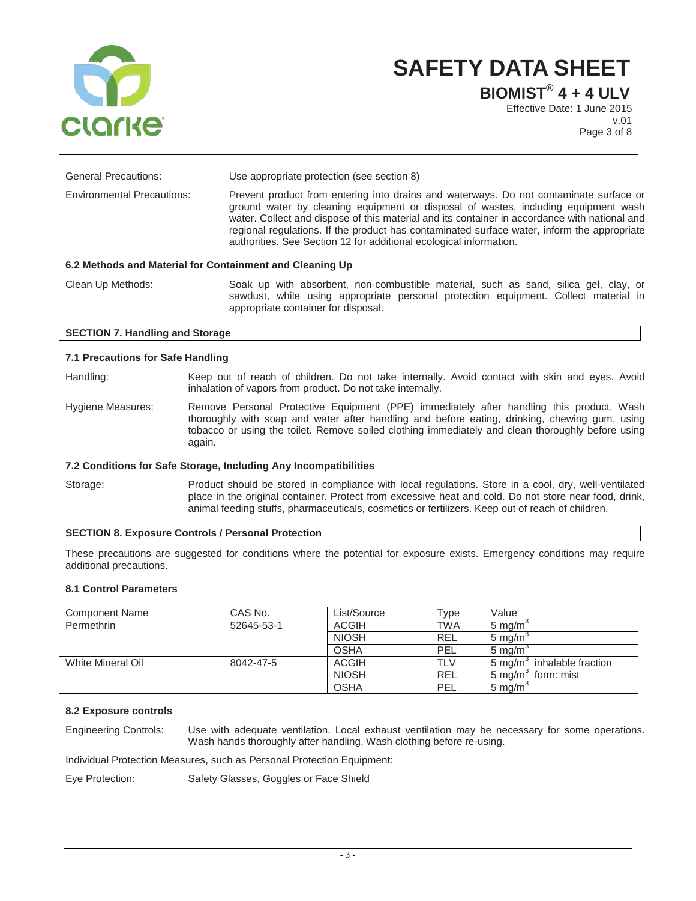General Precautions: Use appropriate protection (see section 8)

Environmental Precautions: Prevent product from entering into drains and waterways. Do not contaminate surface or ground water by cleaning equipment or disposal of wastes, including equipment wash water. Collect and dispose of this material and its container in accordance with national and regional regulations. If the product has contaminated surface water, inform the appropriate authorities. See Section 12 for additional ecological information.

### 6.2 Methods and Material for Containment and Cleaning Up

Clean Up Methods: Soak up with absorbent, non-combustible material, such as sand, silica gel, clay, or sawdust, while using appropriate personal protection equipment. Collect material in appropriate container for disposal.

## SECTION 7. Handling and Storage

### 7.1 Precautions for Safe Handling

Handling: Keep out of reach of children. Do not take internally. Avoid contact with skin and eyes. Avoid inhalation of vapors from product. Do not take internally.

Hygiene Measures: Remove Personal Protective Equipment (PPE) immediately after handling this product. Wash thoroughly with soap and water after handling and before eating, drinking, chewing gum, using tobacco or using the toilet. Remove soiled clothing immediately and clean thoroughly before using again.

### 7.2 Conditions for Safe Storage, Including Any Incompatibilities

Storage: Product should be stored in compliance with local regulations. Store in a cool, dry, well-ventilated place in the original container. Protect from excessive heat and cold. Do not store near food, drink, animal feeding stuffs, pharmaceuticals, cosmetics or fertilizers. Keep out of reach of children.

## SECTION 8. Exposure Controls / Personal Protection

These precautions are suggested for conditions where the potential for exposure exists. Emergency conditions may require additional precautions.

### 8.1 Control Parameters

| Component Name | CAS No. | List/Source | Type | Value |
|---|---|---|---|---|
| Permethrin | 52645-53-1 | ACGIH | TWA | 5 $mg/m^3$ |
| | | NIOSH | REL | 5 $mg/m^3$ |
| | | OSHA | PEL | 5 $mg/m^3$ |
| White Mineral Oil | 8042-47-5 | ACGIH | TLV | 5 $mg/m^3$ inhalable fraction |
| | | NIOSH | REL | 5 $mg/m^3$ form: mist |
| | | OSHA | PEL | 5 $mg/m^3$ |

### 8.2 Exposure controls

Engineering Controls: Use with adequate ventilation. Local exhaust ventilation may be necessary for some operations. Wash hands thoroughly after handling. Wash clothing before re-using.

Individual Protection Measures, such as Personal Protection Equipment:

Eye Protection: Safety Glasses, Goggles or Face Shield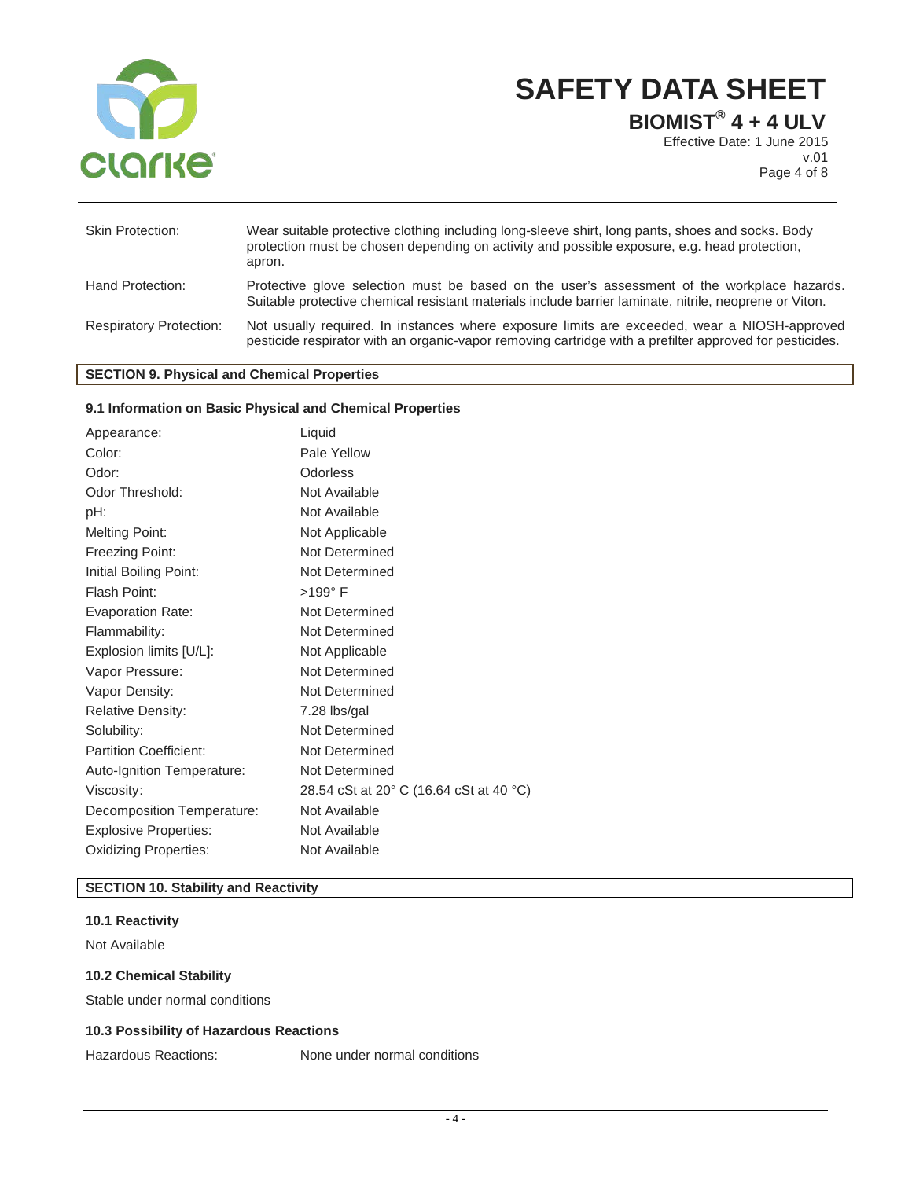| | |
|---|---|
| Skin Protection: | Wear suitable protective clothing including long-sleeve shirt, long pants, shoes and socks. Body protection must be chosen depending on activity and possible exposure, e.g. head protection, apron. |
| Hand Protection: | Protective glove selection must be based on the user's assessment of the workplace hazards. Suitable protective chemical resistant materials include barrier laminate, nitrile, neoprene or Viton. |
| Respiratory Protection: | Not usually required. In instances where exposure limits are exceeded, wear a NIOSH-approved pesticide respirator with an organic-vapor removing cartridge with a prefilter approved for pesticides. |

## SECTION 9. Physical and Chemical Properties

### 9.1 Information on Basic Physical and Chemical Properties

| | |
|---|---|
| Appearance: | Liquid |
| Color: | Pale Yellow |
| Odor: | Odorless |
| Odor Threshold: | Not Available |
| pH: | Not Available |
| Melting Point: | Not Applicable |
| Freezing Point: | Not Determined |
| Initial Boiling Point: | Not Determined |
| Flash Point: | >199° F |
| Evaporation Rate: | Not Determined |
| Flammability: | Not Determined |
| Explosion limits [U/L]: | Not Applicable |
| Vapor Pressure: | Not Determined |
| Vapor Density: | Not Determined |
| Relative Density: | 7.28 lbs/gal |
| Solubility: | Not Determined |
| Partition Coefficient: | Not Determined |
| Auto-Ignition Temperature: | Not Determined |
| Viscosity: | 28.54 cSt at 20° C (16.64 cSt at 40 °C) |
| Decomposition Temperature: | Not Available |
| Explosive Properties: | Not Available |
| Oxidizing Properties: | Not Available |

## SECTION 10. Stability and Reactivity

### 10.1 Reactivity

Not Available

### 10.2 Chemical Stability

Stable under normal conditions

### 10.3 Possibility of Hazardous Reactions

Hazardous Reactions: None under normal conditions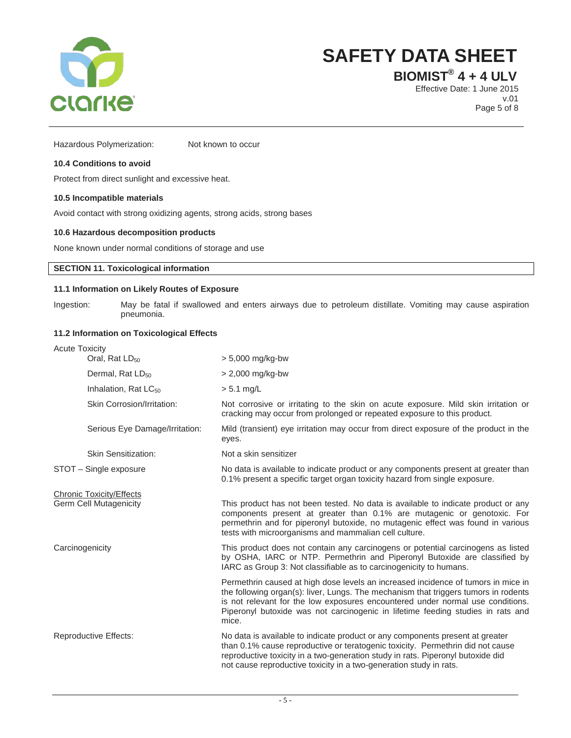Hazardous Polymerization: Not known to occur

### 10.4 Conditions to avoid

Protect from direct sunlight and excessive heat.

### 10.5 Incompatible materials

Avoid contact with strong oxidizing agents, strong acids, strong bases

### 10.6 Hazardous decomposition products

None known under normal conditions of storage and use

## SECTION 11. Toxicological information

### 11.1 Information on Likely Routes of Exposure

Ingestion: May be fatal if swallowed and enters airways due to petroleum distillate. Vomiting may cause aspiration pneumonia.

### 11.2 Information on Toxicological Effects

Acute Toxicity

| | |
|---|---|
| Oral, Rat $LD_{50}$ | > 5,000 mg/kg-bw |
| Dermal, Rat $LD_{50}$ | > 2,000 mg/kg-bw |
| Inhalation, Rat $LC_{50}$ | > 5.1 mg/L |
| Skin Corrosion/Irritation: | Not corrosive or irritating to the skin on acute exposure. Mild skin irritation or cracking may occur from prolonged or repeated exposure to this product. |
| Serious Eye Damage/Irritation: | Mild (transient) eye irritation may occur from direct exposure of the product in the eyes. |
| Skin Sensitization: | Not a skin sensitizer |
| STOT – Single exposure | No data is available to indicate product or any components present at greater than 0.1% present a specific target organ toxicity hazard from single exposure. |

Chronic Toxicity/Effects

| | |
|---|---|
| Germ Cell Mutagenicity | This product has not been tested. No data is available to indicate product or any components present at greater than 0.1% are mutagenic or genotoxic. For permethrin and for piperonyl butoxide, no mutagenic effect was found in various tests with microorganisms and mammalian cell culture. |
| Carcinogenicity | This product does not contain any carcinogens or potential carcinogens as listed by OSHA, IARC or NTP. Permethrin and Piperonyl Butoxide are classified by IARC as Group 3: Not classifiable as to carcinogenicity to humans.<br><br>Permethrin caused at high dose levels an increased incidence of tumors in mice in the following organ(s): liver, Lungs. The mechanism that triggers tumors in rodents is not relevant for the low exposures encountered under normal use conditions. Piperonyl butoxide was not carcinogenic in lifetime feeding studies in rats and mice. |
| Reproductive Effects: | No data is available to indicate product or any components present at greater than 0.1% cause reproductive or teratogenic toxicity. Permethrin did not cause reproductive toxicity in a two-generation study in rats. Piperonyl butoxide did not cause reproductive toxicity in a two-generation study in rats. |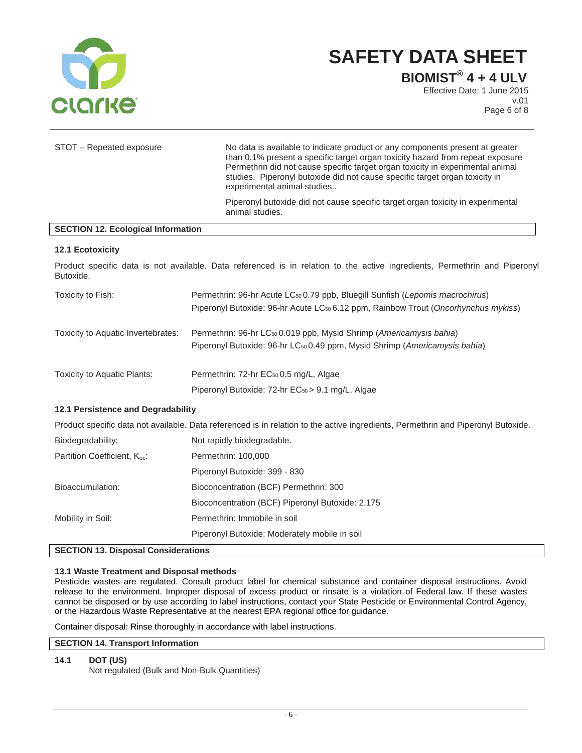| | |
|---|---|
| STOT – Repeated exposure | No data is available to indicate product or any components present at greater than 0.1% present a specific target organ toxicity hazard from repeat exposure Permethrin did not cause specific target organ toxicity in experimental animal studies. Piperonyl butoxide did not cause specific target organ toxicity in experimental animal studies.. |
| | Piperonyl butoxide did not cause specific target organ toxicity in experimental animal studies. |

## SECTION 12. Ecological Information

### 12.1 Ecotoxicity

Product specific data is not available. Data referenced is in relation to the active ingredients, Permethrin and Piperonyl Butoxide.

| | |
|---|---|
| Toxicity to Fish: | Permethrin: 96-hr Acute $LC_{50}$ 0.79 ppb, Bluegill Sunfish (*Lepomis macrochirus*) |
| | Piperonyl Butoxide: 96-hr Acute $LC_{50}$ 6.12 ppm, Rainbow Trout (*Oncorhynchus mykiss*) |
| Toxicity to Aquatic Invertebrates: | Permethrin: 96-hr $LC_{50}$ 0.019 ppb, Mysid Shrimp (*Americamysis bahia*) |
| | Piperonyl Butoxide: 96-hr $LC_{50}$ 0.49 ppm, Mysid Shrimp (*Americamysis bahia*) |
| Toxicity to Aquatic Plants: | Permethrin: 72-hr $EC_{50}$ 0.5 mg/L, Algae |
| | Piperonyl Butoxide: 72-hr $EC_{50}$ > 9.1 mg/L, Algae |

### 12.1 Persistence and Degradability

Product specific data not available. Data referenced is in relation to the active ingredients, Permethrin and Piperonyl Butoxide.

| | |
|---|---|
| Biodegradability: | Not rapidly biodegradable. |
| Partition Coefficient, $K_{oc}$: | Permethrin: 100,000 |
| | Piperonyl Butoxide: 399 - 830 |
| Bioaccumulation: | Bioconcentration (BCF) Permethrin: 300 |
| | Bioconcentration (BCF) Piperonyl Butoxide: 2,175 |
| Mobility in Soil: | Permethrin: Immobile in soil |
| | Piperonyl Butoxide: Moderately mobile in soil |

## SECTION 13. Disposal Considerations

### 13.1 Waste Treatment and Disposal methods

Pesticide wastes are regulated. Consult product label for chemical substance and container disposal instructions. Avoid release to the environment. Improper disposal of excess product or rinsate is a violation of Federal law. If these wastes cannot be disposed or by use according to label instructions, contact your State Pesticide or Environmental Control Agency, or the Hazardous Waste Representative at the nearest EPA regional office for guidance.

Container disposal: Rinse thoroughly in accordance with label instructions.

## SECTION 14. Transport Information

### 14.1 DOT (US)

Not regulated (Bulk and Non-Bulk Quantities)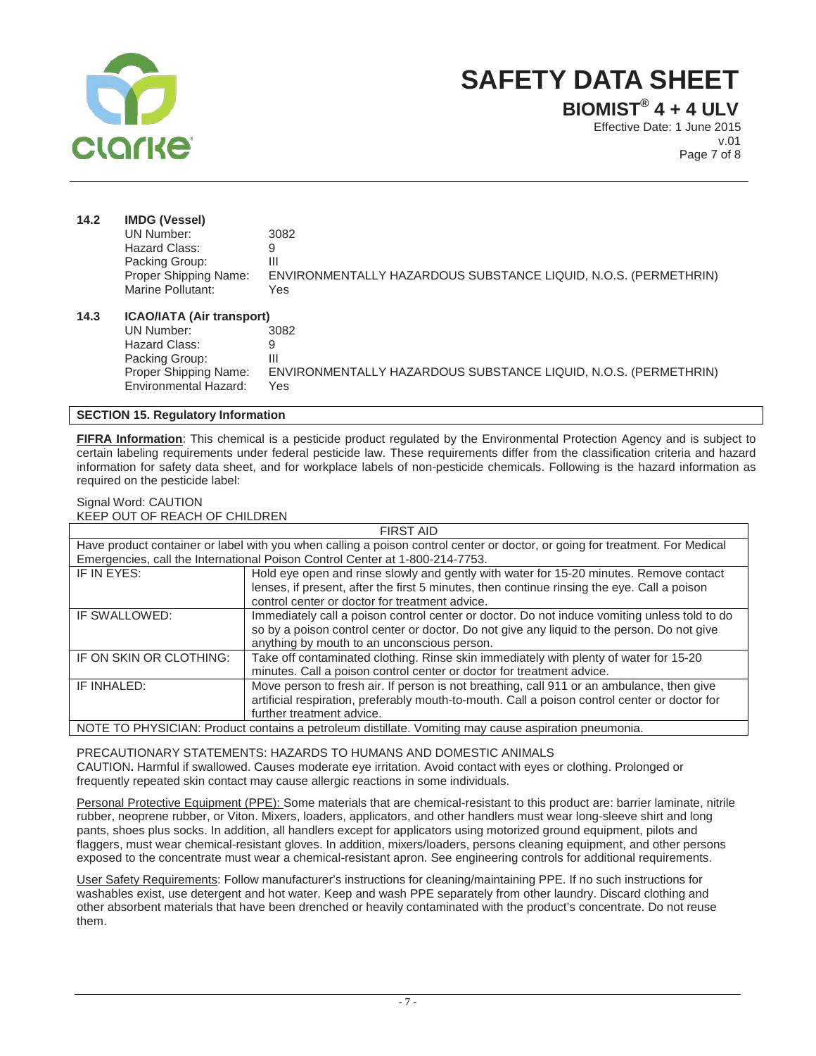### 14.2 IMDG (Vessel)

UN Number: 3082
Hazard Class: 9
Packing Group: III
Proper Shipping Name: ENVIRONMENTALLY HAZARDOUS SUBSTANCE LIQUID, N.O.S. (PERMETHRIN)
Marine Pollutant: Yes

### 14.3 ICAO/IATA (Air transport)

UN Number: 3082
Hazard Class: 9
Packing Group: III
Proper Shipping Name: ENVIRONMENTALLY HAZARDOUS SUBSTANCE LIQUID, N.O.S. (PERMETHRIN)
Environmental Hazard: Yes

## SECTION 15. Regulatory Information

**FIFRA Information**: This chemical is a pesticide product regulated by the Environmental Protection Agency and is subject to certain labeling requirements under federal pesticide law. These requirements differ from the classification criteria and hazard information for safety data sheet, and for workplace labels of non-pesticide chemicals. Following is the hazard information as required on the pesticide label:

Signal Word: CAUTION
KEEP OUT OF REACH OF CHILDREN

| FIRST AID | |
|---|---|
| Have product container or label with you when calling a poison control center or doctor, or going for treatment. For Medical Emergencies, call the International Poison Control Center at 1-800-214-7753. | |
| IF IN EYES: | Hold eye open and rinse slowly and gently with water for 15-20 minutes. Remove contact lenses, if present, after the first 5 minutes, then continue rinsing the eye. Call a poison control center or doctor for treatment advice. |
| IF SWALLOWED: | Immediately call a poison control center or doctor. Do not induce vomiting unless told to do so by a poison control center or doctor. Do not give any liquid to the person. Do not give anything by mouth to an unconscious person. |
| IF ON SKIN OR CLOTHING: | Take off contaminated clothing. Rinse skin immediately with plenty of water for 15-20 minutes. Call a poison control center or doctor for treatment advice. |
| IF INHALED: | Move person to fresh air. If person is not breathing, call 911 or an ambulance, then give artificial respiration, preferably mouth-to-mouth. Call a poison control center or doctor for further treatment advice. |
| NOTE TO PHYSICIAN: Product contains a petroleum distillate. Vomiting may cause aspiration pneumonia. | |

PRECAUTIONARY STATEMENTS: HAZARDS TO HUMANS AND DOMESTIC ANIMALS
CAUTION**.** Harmful if swallowed. Causes moderate eye irritation. Avoid contact with eyes or clothing. Prolonged or frequently repeated skin contact may cause allergic reactions in some individuals.

Personal Protective Equipment (PPE): Some materials that are chemical-resistant to this product are: barrier laminate, nitrile rubber, neoprene rubber, or Viton. Mixers, loaders, applicators, and other handlers must wear long-sleeve shirt and long pants, shoes plus socks. In addition, all handlers except for applicators using motorized ground equipment, pilots and flaggers, must wear chemical-resistant gloves. In addition, mixers/loaders, persons cleaning equipment, and other persons exposed to the concentrate must wear a chemical-resistant apron. See engineering controls for additional requirements.

User Safety Requirements: Follow manufacturer's instructions for cleaning/maintaining PPE. If no such instructions for washables exist, use detergent and hot water. Keep and wash PPE separately from other laundry. Discard clothing and other absorbent materials that have been drenched or heavily contaminated with the product's concentrate. Do not reuse them.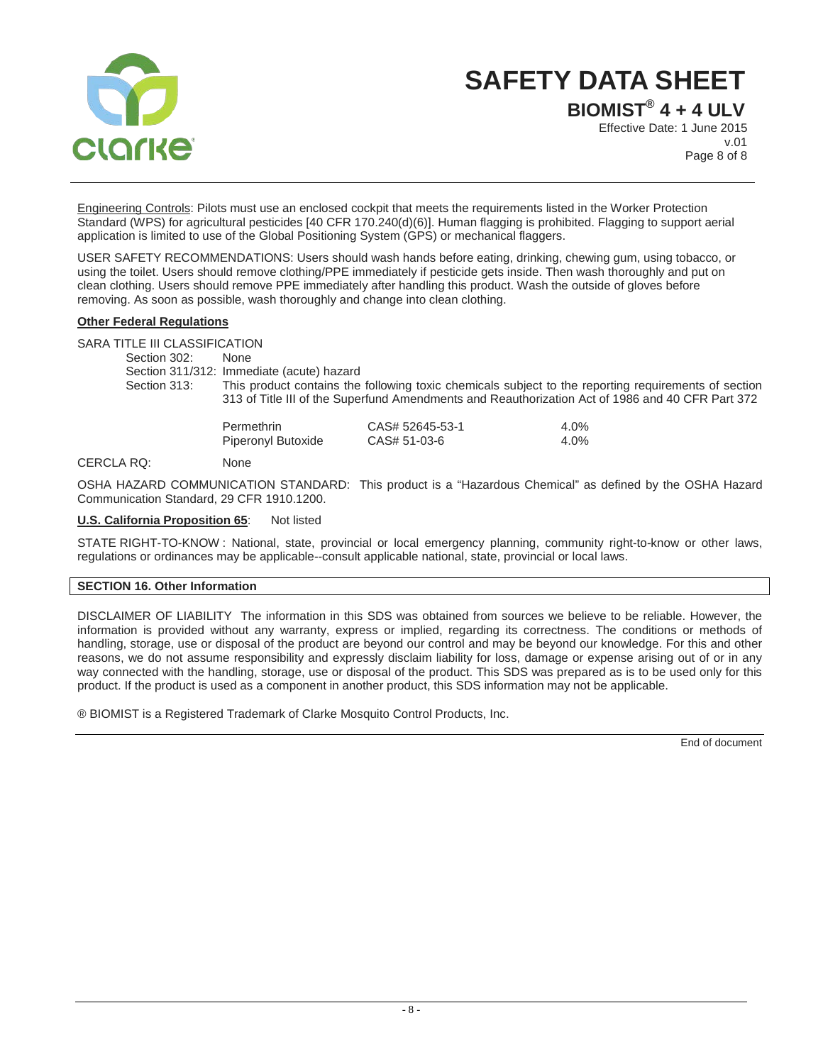Engineering Controls: Pilots must use an enclosed cockpit that meets the requirements listed in the Worker Protection Standard (WPS) for agricultural pesticides [40 CFR 170.240(d)(6)]. Human flagging is prohibited. Flagging to support aerial application is limited to use of the Global Positioning System (GPS) or mechanical flaggers.

USER SAFETY RECOMMENDATIONS: Users should wash hands before eating, drinking, chewing gum, using tobacco, or using the toilet. Users should remove clothing/PPE immediately if pesticide gets inside. Then wash thoroughly and put on clean clothing. Users should remove PPE immediately after handling this product. Wash the outside of gloves before removing. As soon as possible, wash thoroughly and change into clean clothing.

**Other Federal Regulations**

SARA TITLE III CLASSIFICATION

Section 302: None

Section 311/312: Immediate (acute) hazard

Section 313: This product contains the following toxic chemicals subject to the reporting requirements of section 313 of Title III of the Superfund Amendments and Reauthorization Act of 1986 and 40 CFR Part 372

| | | |
|---|---|---|
| Permethrin | CAS# 52645-53-1 | 4.0% |
| Piperonyl Butoxide | CAS# 51-03-6 | 4.0% |

CERCLA RQ: None

OSHA HAZARD COMMUNICATION STANDARD: This product is a "Hazardous Chemical" as defined by the OSHA Hazard Communication Standard, 29 CFR 1910.1200.

**U.S. California Proposition 65**: Not listed

STATE RIGHT-TO-KNOW : National, state, provincial or local emergency planning, community right-to-know or other laws, regulations or ordinances may be applicable--consult applicable national, state, provincial or local laws.

## SECTION 16. Other Information

DISCLAIMER OF LIABILITY The information in this SDS was obtained from sources we believe to be reliable. However, the information is provided without any warranty, express or implied, regarding its correctness. The conditions or methods of handling, storage, use or disposal of the product are beyond our control and may be beyond our knowledge. For this and other reasons, we do not assume responsibility and expressly disclaim liability for loss, damage or expense arising out of or in any way connected with the handling, storage, use or disposal of the product. This SDS was prepared as is to be used only for this product. If the product is used as a component in another product, this SDS information may not be applicable.

® BIOMIST is a Registered Trademark of Clarke Mosquito Control Products, Inc.

End of document